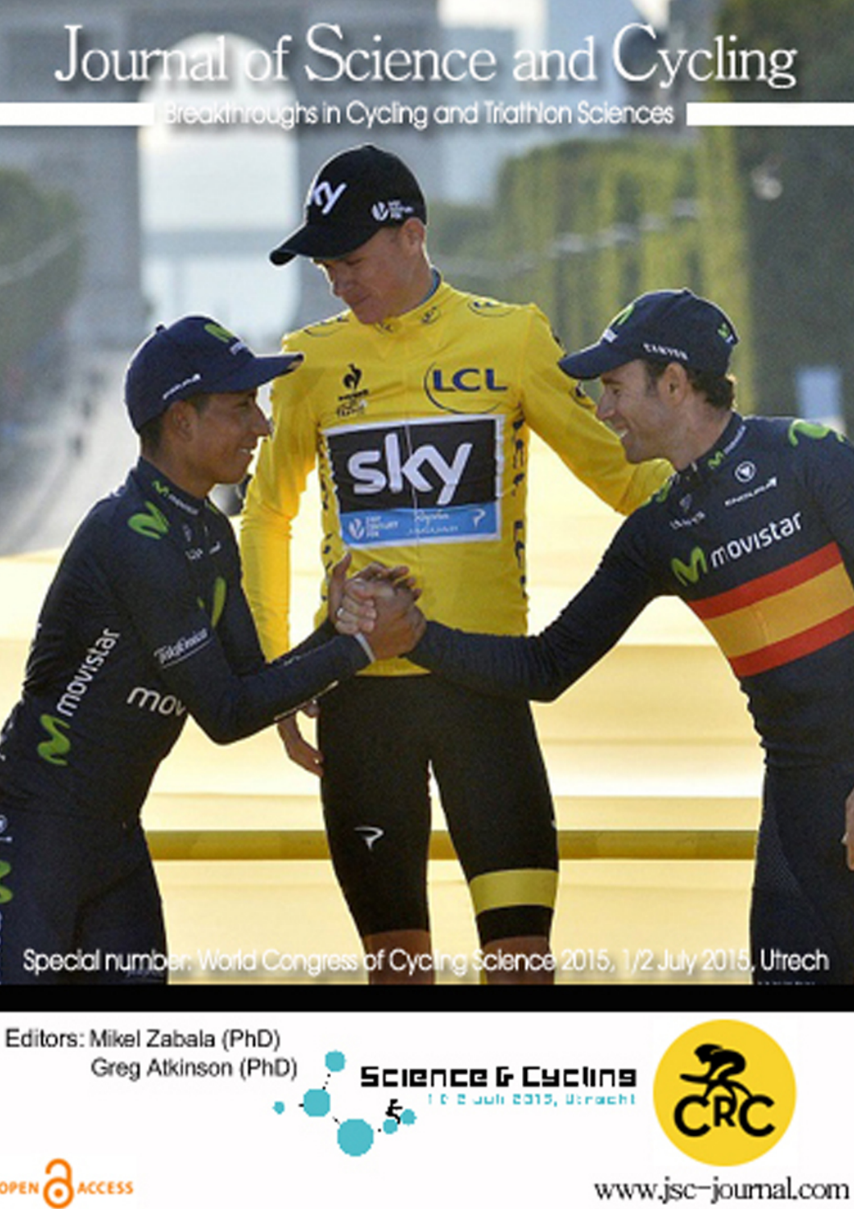# Journal of Science and Cycling

Breakthroughs in Cycling and Triathlon Sciences

Special number: World Congress of Cycling Science 2015, 1/2 July 2015, Utrech

Editors: Mikel Zabala (PhD)
Greg Atkinson (PhD)

Science & Cycling
1 & 2 juli 2015, Utrecht

CRC

OPEN ACCESS

www.jsc-journal.com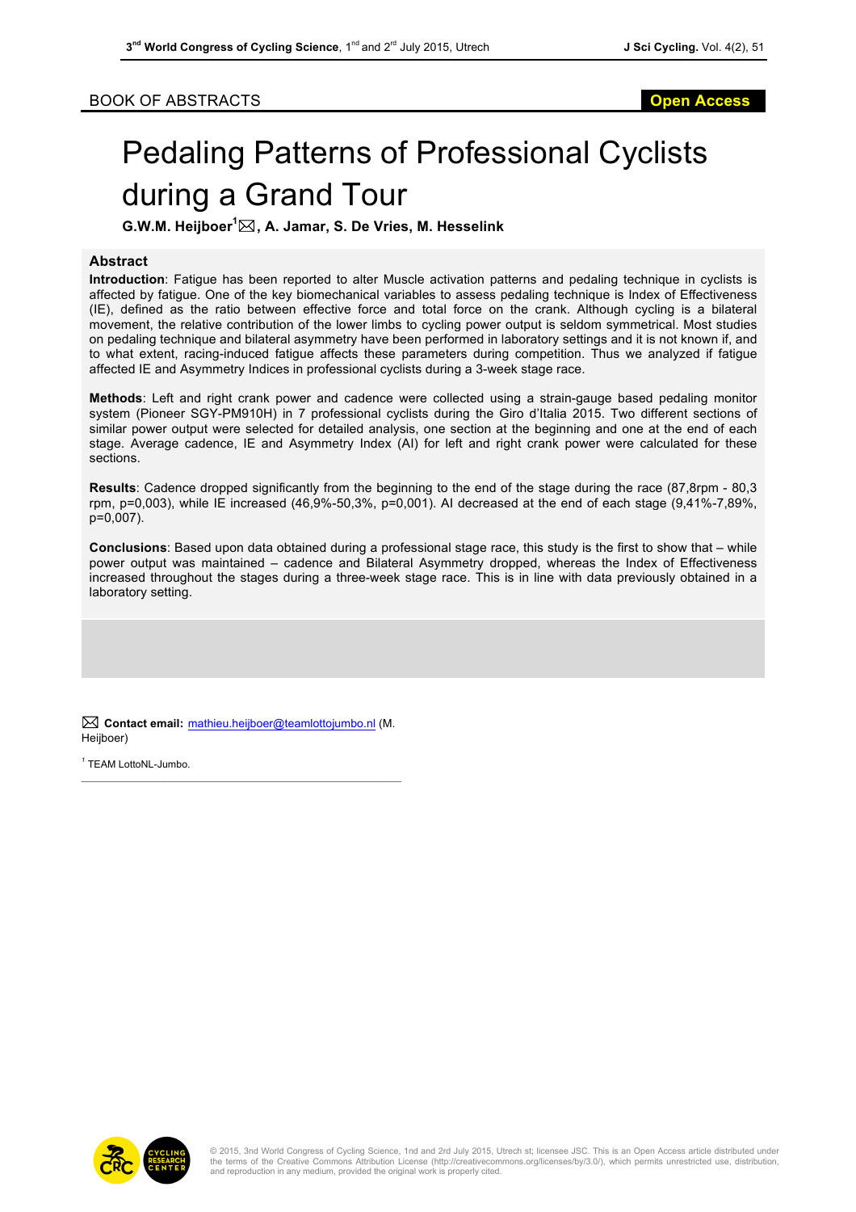BOOK OF ABSTRACTS

**Open Access**

# Pedaling Patterns of Professional Cyclists during a Grand Tour

**G.W.M. Heijboer[1] ✉, A. Jamar, S. De Vries, M. Hesselink**

## Abstract

**Introduction**: Fatigue has been reported to alter Muscle activation patterns and pedaling technique in cyclists is affected by fatigue. One of the key biomechanical variables to assess pedaling technique is Index of Effectiveness (IE), defined as the ratio between effective force and total force on the crank. Although cycling is a bilateral movement, the relative contribution of the lower limbs to cycling power output is seldom symmetrical. Most studies on pedaling technique and bilateral asymmetry have been performed in laboratory settings and it is not known if, and to what extent, racing-induced fatigue affects these parameters during competition. Thus we analyzed if fatigue affected IE and Asymmetry Indices in professional cyclists during a 3-week stage race.

**Methods**: Left and right crank power and cadence were collected using a strain-gauge based pedaling monitor system (Pioneer SGY-PM910H) in 7 professional cyclists during the Giro d'Italia 2015. Two different sections of similar power output were selected for detailed analysis, one section at the beginning and one at the end of each stage. Average cadence, IE and Asymmetry Index (AI) for left and right crank power were calculated for these sections.

**Results**: Cadence dropped significantly from the beginning to the end of the stage during the race (87,8rpm - 80,3 rpm, $p=0{,}003$), while IE increased (46,9%-50,3%, $p=0{,}001$). AI decreased at the end of each stage (9,41%-7,89%, $p=0{,}007$).

**Conclusions**: Based upon data obtained during a professional stage race, this study is the first to show that – while power output was maintained – cadence and Bilateral Asymmetry dropped, whereas the Index of Effectiveness increased throughout the stages during a three-week stage race. This is in line with data previously obtained in a laboratory setting.

✉ **Contact email:** mathieu.heijboer@teamlottojumbo.nl (M. Heijboer)

[1] TEAM LottoNL-Jumbo.

© 2015, 3nd World Congress of Cycling Science, 1nd and 2rd July 2015, Utrech st; licensee JSC. This is an Open Access article distributed under the terms of the Creative Commons Attribution License (http://creativecommons.org/licenses/by/3.0/), which permits unrestricted use, distribution, and reproduction in any medium, provided the original work is properly cited.